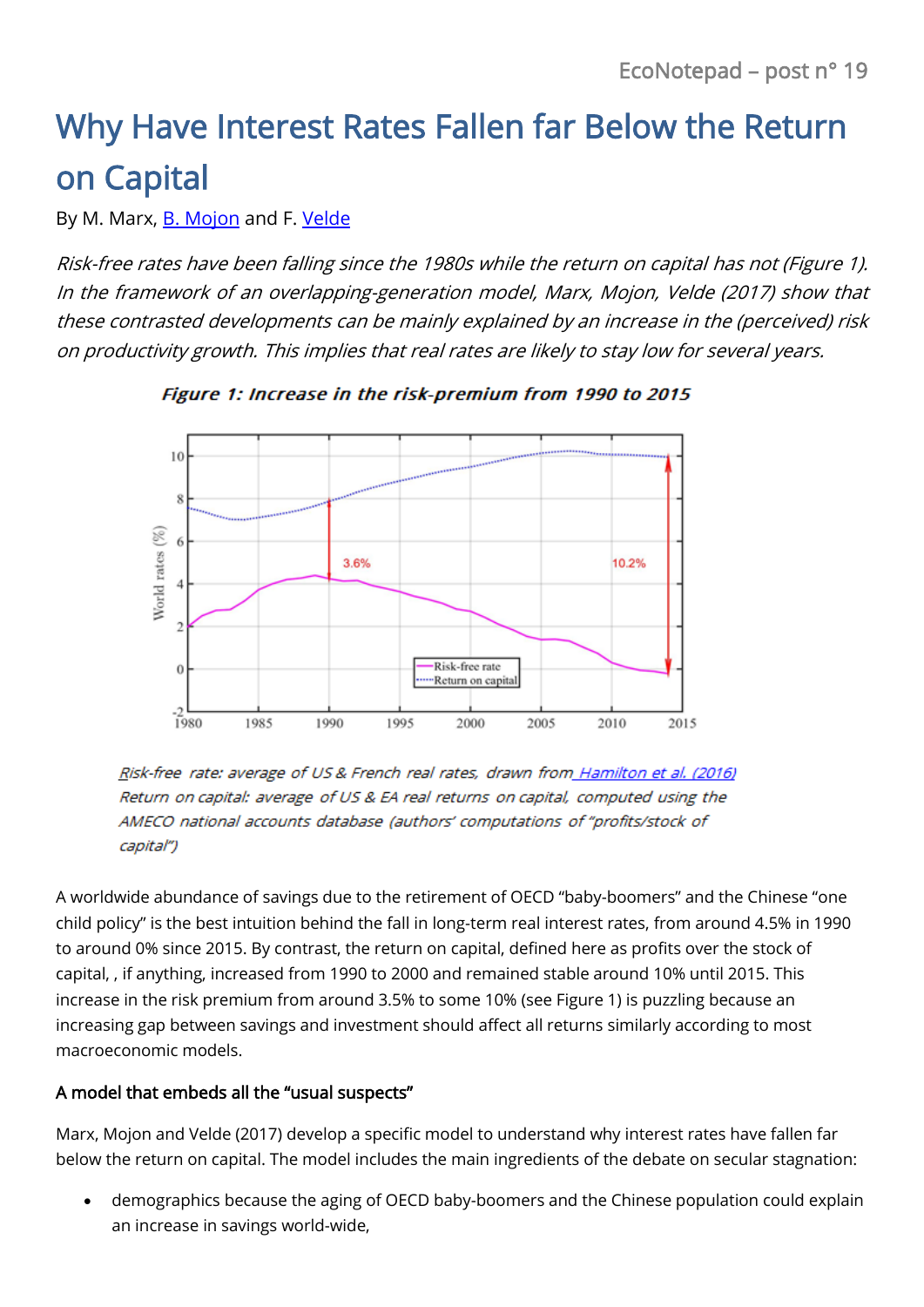# Why Have Interest Rates Fallen far Below the Return on Capital

By M. Marx, [B. Mojon]() and F. [Velde]()

*Risk-free rates have been falling since the 1980s while the return on capital has not (Figure 1). In the framework of an overlapping-generation model, Marx, Mojon, Velde (2017) show that these contrasted developments can be mainly explained by an increase in the (perceived) risk on productivity growth. This implies that real rates are likely to stay low for several years.*

***Figure 1: Increase in the risk-premium from 1990 to 2015***

World rates (%)

10
8
6
4
2
0
-2

1980 1985 1990 1995 2000 2005 2010 2015

3.6%

10.2%

Risk-free rate
Return on capital

*Risk-free rate: average of US & French real rates, drawn from [Hamilton et al. (2016)]()*
*Return on capital: average of US & EA real returns on capital, computed using the AMECO national accounts database (authors' computations of "profits/stock of capital")*

A worldwide abundance of savings due to the retirement of OECD "baby-boomers" and the Chinese "one child policy" is the best intuition behind the fall in long-term real interest rates, from around 4.5% in 1990 to around 0% since 2015. By contrast, the return on capital, defined here as profits over the stock of capital, , if anything, increased from 1990 to 2000 and remained stable around 10% until 2015. This increase in the risk premium from around 3.5% to some 10% (see Figure 1) is puzzling because an increasing gap between savings and investment should affect all returns similarly according to most macroeconomic models.

**A model that embeds all the "usual suspects"**

Marx, Mojon and Velde (2017) develop a specific model to understand why interest rates have fallen far below the return on capital. The model includes the main ingredients of the debate on secular stagnation:

- demographics because the aging of OECD baby-boomers and the Chinese population could explain an increase in savings world-wide,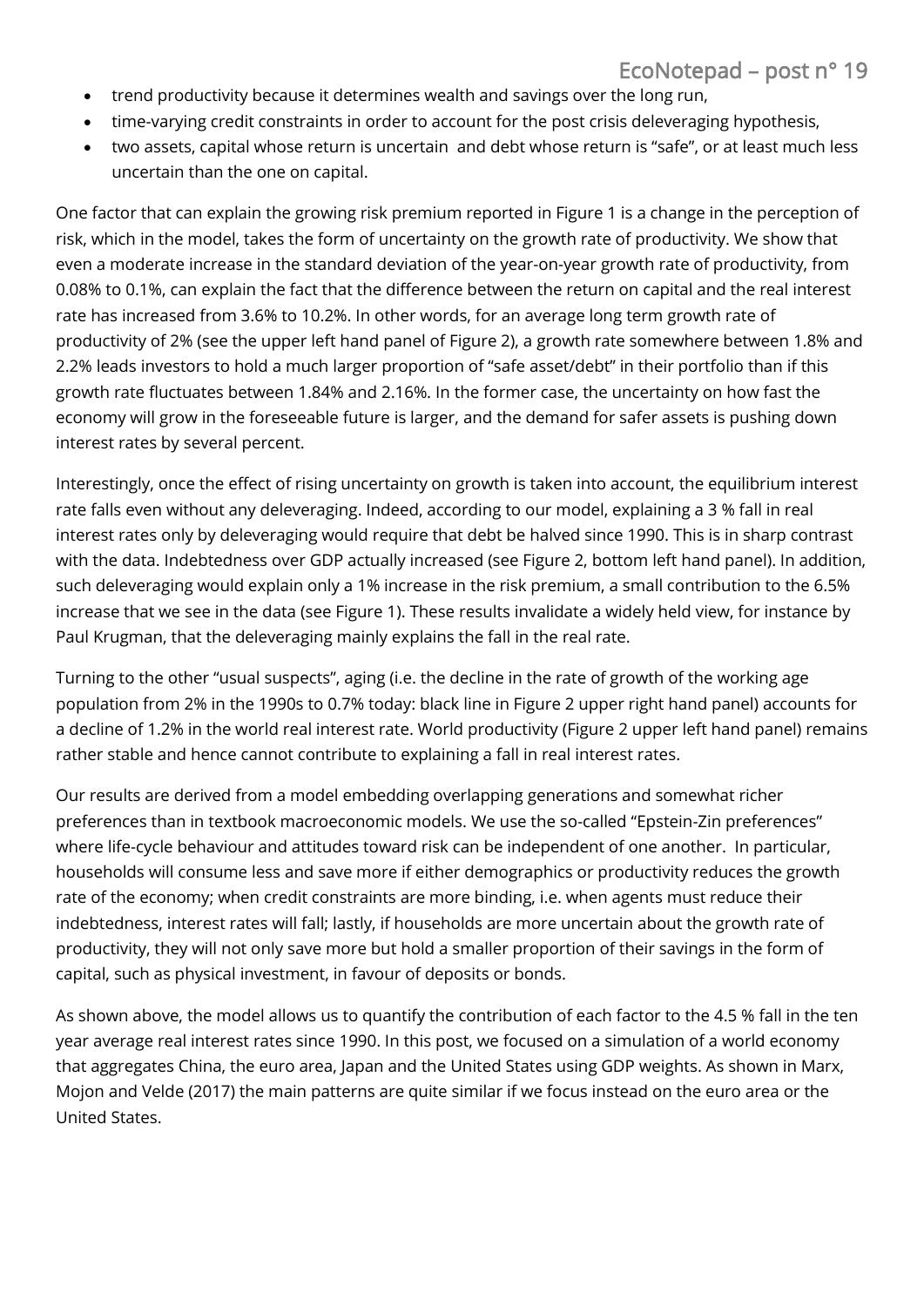- trend productivity because it determines wealth and savings over the long run,
- time-varying credit constraints in order to account for the post crisis deleveraging hypothesis,
- two assets, capital whose return is uncertain and debt whose return is "safe", or at least much less uncertain than the one on capital.

One factor that can explain the growing risk premium reported in Figure 1 is a change in the perception of risk, which in the model, takes the form of uncertainty on the growth rate of productivity. We show that even a moderate increase in the standard deviation of the year-on-year growth rate of productivity, from 0.08% to 0.1%, can explain the fact that the difference between the return on capital and the real interest rate has increased from 3.6% to 10.2%. In other words, for an average long term growth rate of productivity of 2% (see the upper left hand panel of Figure 2), a growth rate somewhere between 1.8% and 2.2% leads investors to hold a much larger proportion of "safe asset/debt" in their portfolio than if this growth rate fluctuates between 1.84% and 2.16%. In the former case, the uncertainty on how fast the economy will grow in the foreseeable future is larger, and the demand for safer assets is pushing down interest rates by several percent.

Interestingly, once the effect of rising uncertainty on growth is taken into account, the equilibrium interest rate falls even without any deleveraging. Indeed, according to our model, explaining a 3 % fall in real interest rates only by deleveraging would require that debt be halved since 1990. This is in sharp contrast with the data. Indebtedness over GDP actually increased (see Figure 2, bottom left hand panel). In addition, such deleveraging would explain only a 1% increase in the risk premium, a small contribution to the 6.5% increase that we see in the data (see Figure 1). These results invalidate a widely held view, for instance by Paul Krugman, that the deleveraging mainly explains the fall in the real rate.

Turning to the other "usual suspects", aging (i.e. the decline in the rate of growth of the working age population from 2% in the 1990s to 0.7% today: black line in Figure 2 upper right hand panel) accounts for a decline of 1.2% in the world real interest rate. World productivity (Figure 2 upper left hand panel) remains rather stable and hence cannot contribute to explaining a fall in real interest rates.

Our results are derived from a model embedding overlapping generations and somewhat richer preferences than in textbook macroeconomic models. We use the so-called "Epstein-Zin preferences" where life-cycle behaviour and attitudes toward risk can be independent of one another. In particular, households will consume less and save more if either demographics or productivity reduces the growth rate of the economy; when credit constraints are more binding, i.e. when agents must reduce their indebtedness, interest rates will fall; lastly, if households are more uncertain about the growth rate of productivity, they will not only save more but hold a smaller proportion of their savings in the form of capital, such as physical investment, in favour of deposits or bonds.

As shown above, the model allows us to quantify the contribution of each factor to the 4.5 % fall in the ten year average real interest rates since 1990. In this post, we focused on a simulation of a world economy that aggregates China, the euro area, Japan and the United States using GDP weights. As shown in Marx, Mojon and Velde (2017) the main patterns are quite similar if we focus instead on the euro area or the United States.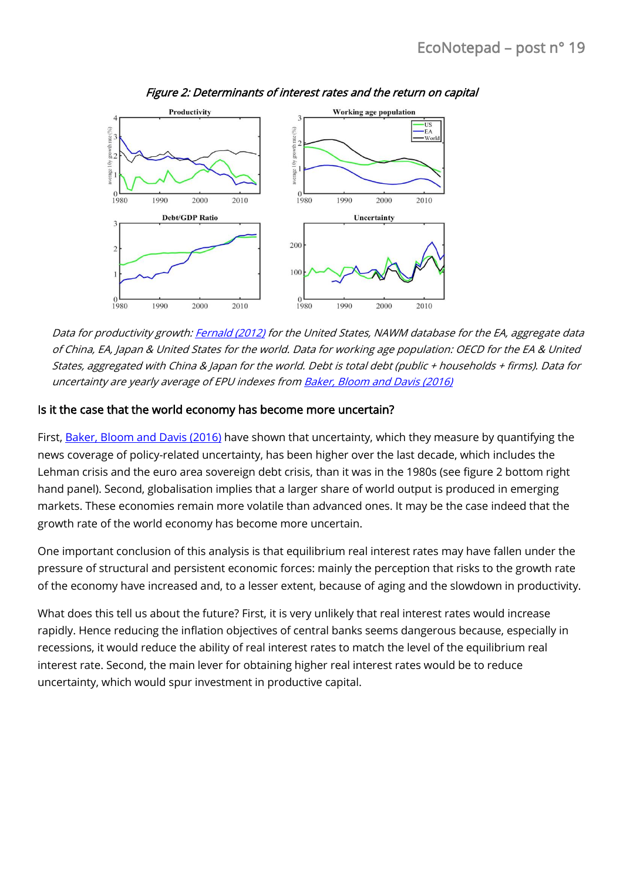*Figure 2: Determinants of interest rates and the return on capital*

Productivity

average 11y growth rate (%)

4
3
2
1
0

1980 1990 2000 2010

Working age population

average 11y growth rate (%)

3
2
1
0

1980 1990 2000 2010

US
EA
World

Debt/GDP Ratio

3
2
1
0

1980 1990 2000 2010

Uncertainty

200
100
0

1980 1990 2000 2010

*Data for productivity growth: [Fernald (2012)](#) for the United States, NAWM database for the EA, aggregate data of China, EA, Japan & United States for the world. Data for working age population: OECD for the EA & United States, aggregated with China & Japan for the world. Debt is total debt (public + households + firms). Data for uncertainty are yearly average of EPU indexes from [Baker, Bloom and Davis (2016)](#)*

### Is it the case that the world economy has become more uncertain?

First, [Baker, Bloom and Davis (2016)](#) have shown that uncertainty, which they measure by quantifying the news coverage of policy-related uncertainty, has been higher over the last decade, which includes the Lehman crisis and the euro area sovereign debt crisis, than it was in the 1980s (see figure 2 bottom right hand panel). Second, globalisation implies that a larger share of world output is produced in emerging markets. These economies remain more volatile than advanced ones. It may be the case indeed that the growth rate of the world economy has become more uncertain.

One important conclusion of this analysis is that equilibrium real interest rates may have fallen under the pressure of structural and persistent economic forces: mainly the perception that risks to the growth rate of the economy have increased and, to a lesser extent, because of aging and the slowdown in productivity.

What does this tell us about the future? First, it is very unlikely that real interest rates would increase rapidly. Hence reducing the inflation objectives of central banks seems dangerous because, especially in recessions, it would reduce the ability of real interest rates to match the level of the equilibrium real interest rate. Second, the main lever for obtaining higher real interest rates would be to reduce uncertainty, which would spur investment in productive capital.